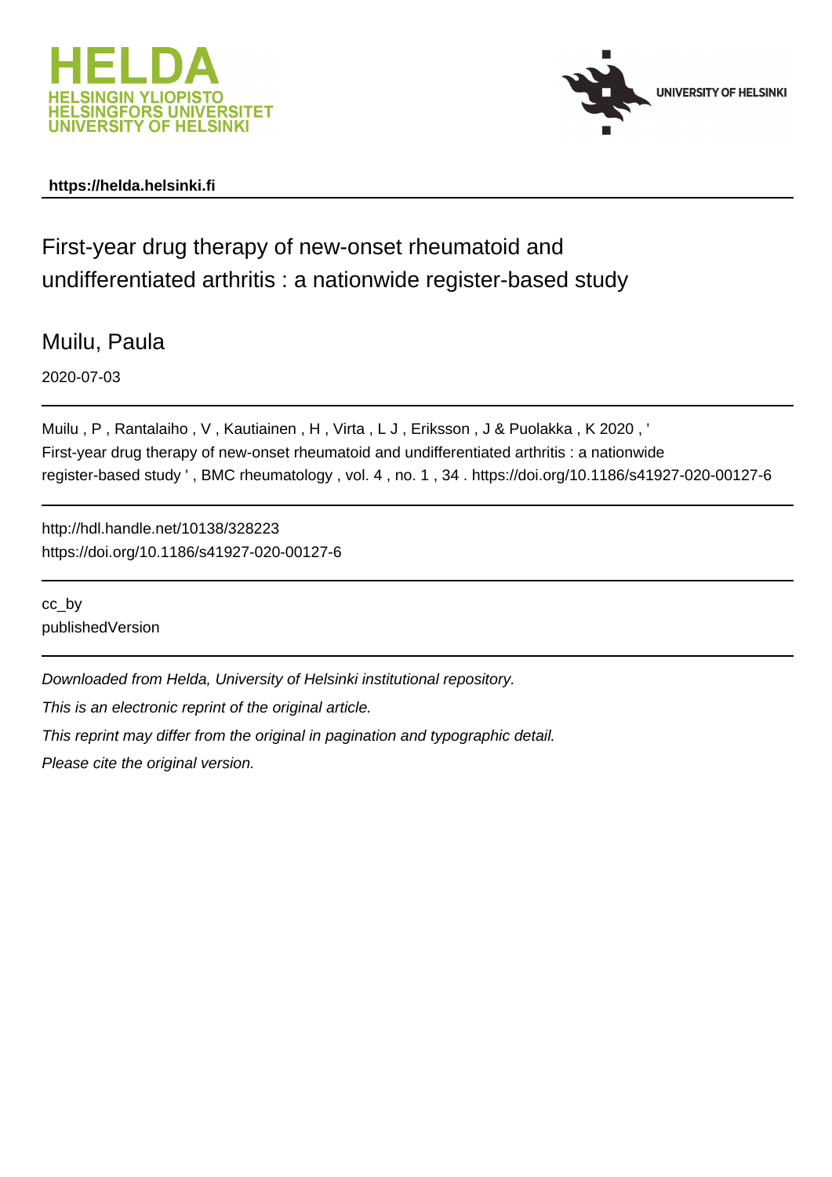https://helda.helsinki.fi

# First-year drug therapy of new-onset rheumatoid and undifferentiated arthritis : a nationwide register-based study

Muilu, Paula

2020-07-03

Muilu , P , Rantalaiho , V , Kautiainen , H , Virta , L J , Eriksson , J & Puolakka , K 2020 , ' First-year drug therapy of new-onset rheumatoid and undifferentiated arthritis : a nationwide register-based study ' , BMC rheumatology , vol. 4 , no. 1 , 34 . https://doi.org/10.1186/s41927-020-00127-6

http://hdl.handle.net/10138/328223
https://doi.org/10.1186/s41927-020-00127-6

cc_by
publishedVersion

*Downloaded from Helda, University of Helsinki institutional repository.*

*This is an electronic reprint of the original article.*

*This reprint may differ from the original in pagination and typographic detail.*

*Please cite the original version.*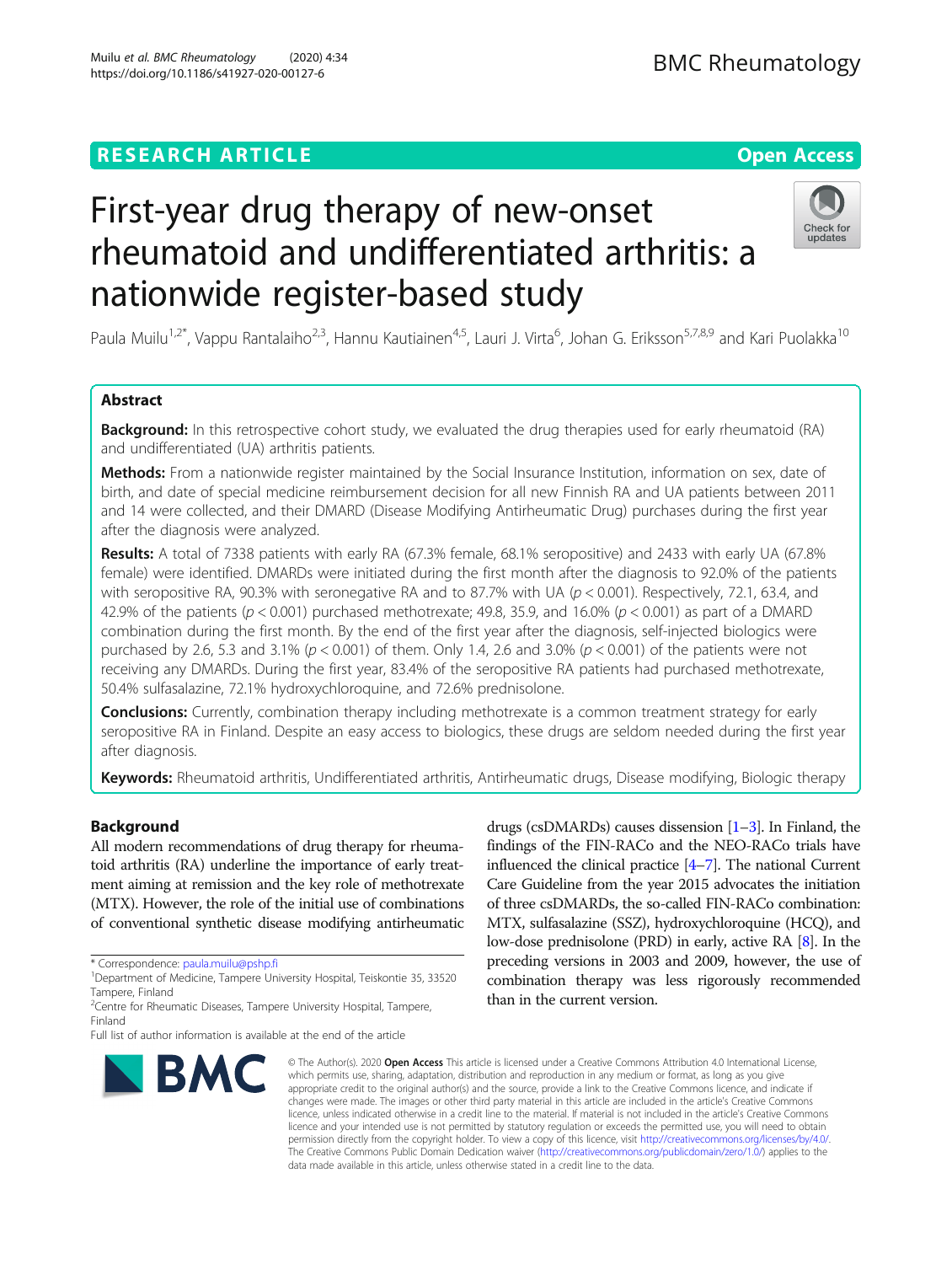# First-year drug therapy of new-onset rheumatoid and undifferentiated arthritis: a nationwide register-based study

Paula Muilu[1,2*], Vappu Rantalaiho[2,3], Hannu Kautiainen[4,5], Lauri J. Virta[6], Johan G. Eriksson[5,7,8,9] and Kari Puolakka[10]

## Abstract

**Background:** In this retrospective cohort study, we evaluated the drug therapies used for early rheumatoid (RA) and undifferentiated (UA) arthritis patients.

**Methods:** From a nationwide register maintained by the Social Insurance Institution, information on sex, date of birth, and date of special medicine reimbursement decision for all new Finnish RA and UA patients between 2011 and 14 were collected, and their DMARD (Disease Modifying Antirheumatic Drug) purchases during the first year after the diagnosis were analyzed.

**Results:** A total of 7338 patients with early RA (67.3% female, 68.1% seropositive) and 2433 with early UA (67.8% female) were identified. DMARDs were initiated during the first month after the diagnosis to 92.0% of the patients with seropositive RA, 90.3% with seronegative RA and to 87.7% with UA ($p < 0.001$). Respectively, 72.1, 63.4, and 42.9% of the patients ($p < 0.001$) purchased methotrexate; 49.8, 35.9, and 16.0% ($p < 0.001$) as part of a DMARD combination during the first month. By the end of the first year after the diagnosis, self-injected biologics were purchased by 2.6, 5.3 and 3.1% ($p < 0.001$) of them. Only 1.4, 2.6 and 3.0% ($p < 0.001$) of the patients were not receiving any DMARDs. During the first year, 83.4% of the seropositive RA patients had purchased methotrexate, 50.4% sulfasalazine, 72.1% hydroxychloroquine, and 72.6% prednisolone.

**Conclusions:** Currently, combination therapy including methotrexate is a common treatment strategy for early seropositive RA in Finland. Despite an easy access to biologics, these drugs are seldom needed during the first year after diagnosis.

**Keywords:** Rheumatoid arthritis, Undifferentiated arthritis, Antirheumatic drugs, Disease modifying, Biologic therapy

## Background

All modern recommendations of drug therapy for rheumatoid arthritis (RA) underline the importance of early treatment aiming at remission and the key role of methotrexate (MTX). However, the role of the initial use of combinations of conventional synthetic disease modifying antirheumatic drugs (csDMARDs) causes dissension [1–3]. In Finland, the findings of the FIN-RACo and the NEO-RACo trials have influenced the clinical practice [4–7]. The national Current Care Guideline from the year 2015 advocates the initiation of three csDMARDs, the so-called FIN-RACo combination: MTX, sulfasalazine (SSZ), hydroxychloroquine (HCQ), and low-dose prednisolone (PRD) in early, active RA [8]. In the preceding versions in 2003 and 2009, however, the use of combination therapy was less rigorously recommended than in the current version.

\* Correspondence: paula.muilu@pshp.fi

[1]Department of Medicine, Tampere University Hospital, Teiskontie 35, 33520 Tampere, Finland

[2]Centre for Rheumatic Diseases, Tampere University Hospital, Tampere, Finland

Full list of author information is available at the end of the article

© The Author(s). 2020 **Open Access** This article is licensed under a Creative Commons Attribution 4.0 International License, which permits use, sharing, adaptation, distribution and reproduction in any medium or format, as long as you give appropriate credit to the original author(s) and the source, provide a link to the Creative Commons licence, and indicate if changes were made. The images or other third party material in this article are included in the article's Creative Commons licence, unless indicated otherwise in a credit line to the material. If material is not included in the article's Creative Commons licence and your intended use is not permitted by statutory regulation or exceeds the permitted use, you will need to obtain permission directly from the copyright holder. To view a copy of this licence, visit http://creativecommons.org/licenses/by/4.0/. The Creative Commons Public Domain Dedication waiver (http://creativecommons.org/publicdomain/zero/1.0/) applies to the data made available in this article, unless otherwise stated in a credit line to the data.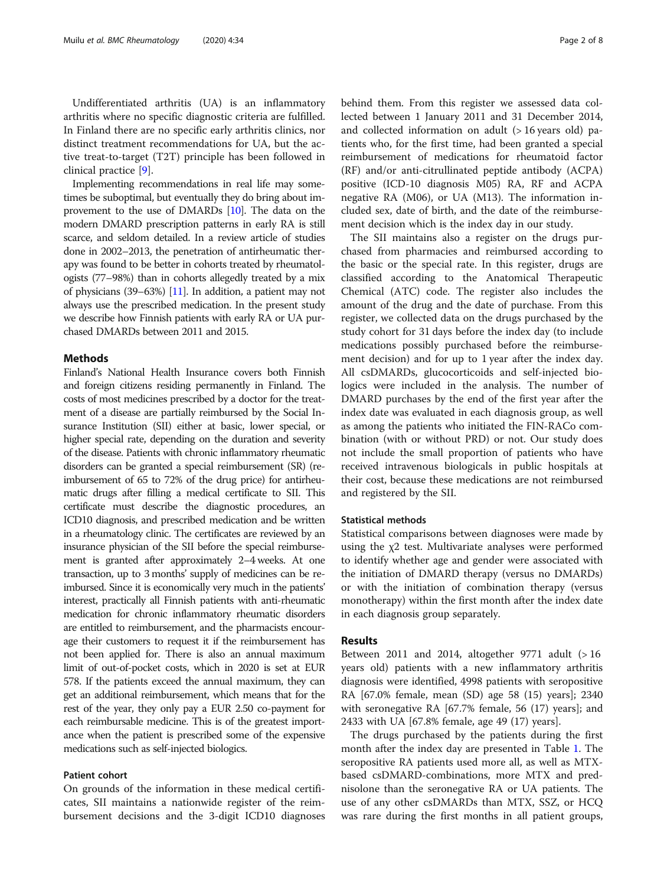Undifferentiated arthritis (UA) is an inflammatory arthritis where no specific diagnostic criteria are fulfilled. In Finland there are no specific early arthritis clinics, nor distinct treatment recommendations for UA, but the active treat-to-target (T2T) principle has been followed in clinical practice [9].

Implementing recommendations in real life may sometimes be suboptimal, but eventually they do bring about improvement to the use of DMARDs [10]. The data on the modern DMARD prescription patterns in early RA is still scarce, and seldom detailed. In a review article of studies done in 2002–2013, the penetration of antirheumatic therapy was found to be better in cohorts treated by rheumatologists (77–98%) than in cohorts allegedly treated by a mix of physicians (39–63%) [11]. In addition, a patient may not always use the prescribed medication. In the present study we describe how Finnish patients with early RA or UA purchased DMARDs between 2011 and 2015.

## Methods

Finland's National Health Insurance covers both Finnish and foreign citizens residing permanently in Finland. The costs of most medicines prescribed by a doctor for the treatment of a disease are partially reimbursed by the Social Insurance Institution (SII) either at basic, lower special, or higher special rate, depending on the duration and severity of the disease. Patients with chronic inflammatory rheumatic disorders can be granted a special reimbursement (SR) (reimbursement of 65 to 72% of the drug price) for antirheumatic drugs after filling a medical certificate to SII. This certificate must describe the diagnostic procedures, an ICD10 diagnosis, and prescribed medication and be written in a rheumatology clinic. The certificates are reviewed by an insurance physician of the SII before the special reimbursement is granted after approximately 2–4 weeks. At one transaction, up to 3 months' supply of medicines can be reimbursed. Since it is economically very much in the patients' interest, practically all Finnish patients with anti-rheumatic medication for chronic inflammatory rheumatic disorders are entitled to reimbursement, and the pharmacists encourage their customers to request it if the reimbursement has not been applied for. There is also an annual maximum limit of out-of-pocket costs, which in 2020 is set at EUR 578. If the patients exceed the annual maximum, they can get an additional reimbursement, which means that for the rest of the year, they only pay a EUR 2.50 co-payment for each reimbursable medicine. This is of the greatest importance when the patient is prescribed some of the expensive medications such as self-injected biologics.

### Patient cohort

On grounds of the information in these medical certificates, SII maintains a nationwide register of the reimbursement decisions and the 3-digit ICD10 diagnoses behind them. From this register we assessed data collected between 1 January 2011 and 31 December 2014, and collected information on adult (> 16 years old) patients who, for the first time, had been granted a special reimbursement of medications for rheumatoid factor (RF) and/or anti-citrullinated peptide antibody (ACPA) positive (ICD-10 diagnosis M05) RA, RF and ACPA negative RA (M06), or UA (M13). The information included sex, date of birth, and the date of the reimbursement decision which is the index day in our study.

The SII maintains also a register on the drugs purchased from pharmacies and reimbursed according to the basic or the special rate. In this register, drugs are classified according to the Anatomical Therapeutic Chemical (ATC) code. The register also includes the amount of the drug and the date of purchase. From this register, we collected data on the drugs purchased by the study cohort for 31 days before the index day (to include medications possibly purchased before the reimbursement decision) and for up to 1 year after the index day. All csDMARDs, glucocorticoids and self-injected biologics were included in the analysis. The number of DMARD purchases by the end of the first year after the index date was evaluated in each diagnosis group, as well as among the patients who initiated the FIN-RACo combination (with or without PRD) or not. Our study does not include the small proportion of patients who have received intravenous biologicals in public hospitals at their cost, because these medications are not reimbursed and registered by the SII.

### Statistical methods

Statistical comparisons between diagnoses were made by using the $\chi^2$ test. Multivariate analyses were performed to identify whether age and gender were associated with the initiation of DMARD therapy (versus no DMARDs) or with the initiation of combination therapy (versus monotherapy) within the first month after the index date in each diagnosis group separately.

## Results

Between 2011 and 2014, altogether 9771 adult (> 16 years old) patients with a new inflammatory arthritis diagnosis were identified, 4998 patients with seropositive RA [67.0% female, mean (SD) age 58 (15) years]; 2340 with seronegative RA [67.7% female, 56 (17) years]; and 2433 with UA [67.8% female, age 49 (17) years].

The drugs purchased by the patients during the first month after the index day are presented in Table 1. The seropositive RA patients used more all, as well as MTX-based csDMARD-combinations, more MTX and prednisolone than the seronegative RA or UA patients. The use of any other csDMARDs than MTX, SSZ, or HCQ was rare during the first months in all patient groups,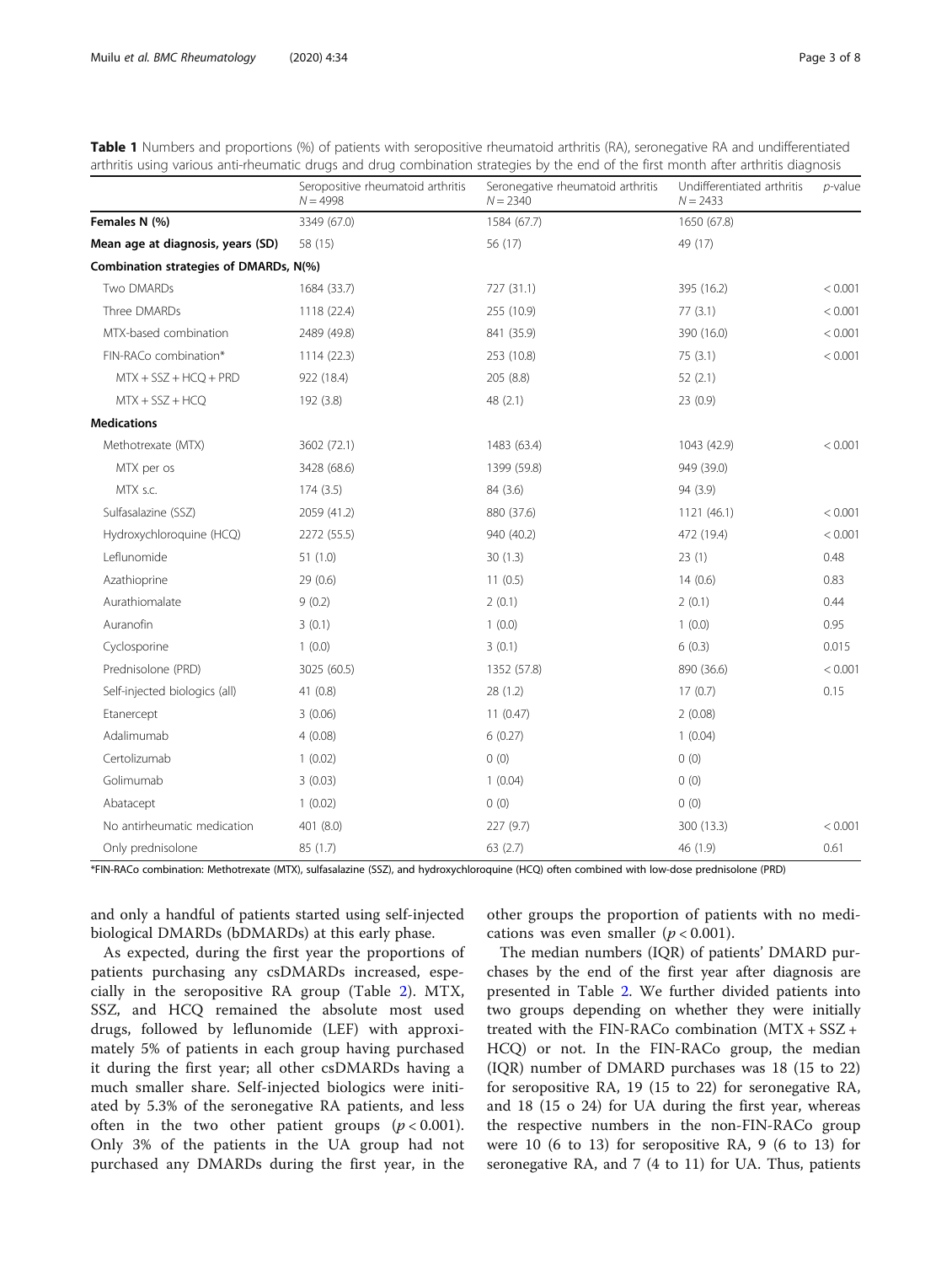**Table 1** Numbers and proportions (%) of patients with seropositive rheumatoid arthritis (RA), seronegative RA and undifferentiated arthritis using various anti-rheumatic drugs and drug combination strategies by the end of the first month after arthritis diagnosis

| | Seropositive rheumatoid arthritis $N = 4998$ | Seronegative rheumatoid arthritis $N = 2340$ | Undifferentiated arthritis $N = 2433$ | *p*-value |
|---|---|---|---|---|
| **Females N (%)** | 3349 (67.0) | 1584 (67.7) | 1650 (67.8) | |
| **Mean age at diagnosis, years (SD)** | 58 (15) | 56 (17) | 49 (17) | |
| **Combination strategies of DMARDs, N(%)** | | | | |
| Two DMARDs | 1684 (33.7) | 727 (31.1) | 395 (16.2) | < 0.001 |
| Three DMARDs | 1118 (22.4) | 255 (10.9) | 77 (3.1) | < 0.001 |
| MTX-based combination | 2489 (49.8) | 841 (35.9) | 390 (16.0) | < 0.001 |
| FIN-RACo combination* | 1114 (22.3) | 253 (10.8) | 75 (3.1) | < 0.001 |
| MTX + SSZ + HCQ + PRD | 922 (18.4) | 205 (8.8) | 52 (2.1) | |
| MTX + SSZ + HCQ | 192 (3.8) | 48 (2.1) | 23 (0.9) | |
| **Medications** | | | | |
| Methotrexate (MTX) | 3602 (72.1) | 1483 (63.4) | 1043 (42.9) | < 0.001 |
| MTX per os | 3428 (68.6) | 1399 (59.8) | 949 (39.0) | |
| MTX s.c. | 174 (3.5) | 84 (3.6) | 94 (3.9) | |
| Sulfasalazine (SSZ) | 2059 (41.2) | 880 (37.6) | 1121 (46.1) | < 0.001 |
| Hydroxychloroquine (HCQ) | 2272 (55.5) | 940 (40.2) | 472 (19.4) | < 0.001 |
| Leflunomide | 51 (1.0) | 30 (1.3) | 23 (1) | 0.48 |
| Azathioprine | 29 (0.6) | 11 (0.5) | 14 (0.6) | 0.83 |
| Aurathiomalate | 9 (0.2) | 2 (0.1) | 2 (0.1) | 0.44 |
| Auranofin | 3 (0.1) | 1 (0.0) | 1 (0.0) | 0.95 |
| Cyclosporine | 1 (0.0) | 3 (0.1) | 6 (0.3) | 0.015 |
| Prednisolone (PRD) | 3025 (60.5) | 1352 (57.8) | 890 (36.6) | < 0.001 |
| Self-injected biologics (all) | 41 (0.8) | 28 (1.2) | 17 (0.7) | 0.15 |
| Etanercept | 3 (0.06) | 11 (0.47) | 2 (0.08) | |
| Adalimumab | 4 (0.08) | 6 (0.27) | 1 (0.04) | |
| Certolizumab | 1 (0.02) | 0 (0) | 0 (0) | |
| Golimumab | 3 (0.03) | 1 (0.04) | 0 (0) | |
| Abatacept | 1 (0.02) | 0 (0) | 0 (0) | |
| No antirheumatic medication | 401 (8.0) | 227 (9.7) | 300 (13.3) | < 0.001 |
| Only prednisolone | 85 (1.7) | 63 (2.7) | 46 (1.9) | 0.61 |

*FIN-RACo combination: Methotrexate (MTX), sulfasalazine (SSZ), and hydroxychloroquine (HCQ) often combined with low-dose prednisolone (PRD)

and only a handful of patients started using self-injected biological DMARDs (bDMARDs) at this early phase.

As expected, during the first year the proportions of patients purchasing any csDMARDs increased, especially in the seropositive RA group (Table 2). MTX, SSZ, and HCQ remained the absolute most used drugs, followed by leflunomide (LEF) with approximately 5% of patients in each group having purchased it during the first year; all other csDMARDs having a much smaller share. Self-injected biologics were initiated by 5.3% of the seronegative RA patients, and less often in the two other patient groups ($p < 0.001$). Only 3% of the patients in the UA group had not purchased any DMARDs during the first year, in the other groups the proportion of patients with no medications was even smaller ($p < 0.001$).

The median numbers (IQR) of patients' DMARD purchases by the end of the first year after diagnosis are presented in Table 2. We further divided patients into two groups depending on whether they were initially treated with the FIN-RACo combination (MTX + SSZ + HCQ) or not. In the FIN-RACo group, the median (IQR) number of DMARD purchases was 18 (15 to 22) for seropositive RA, 19 (15 to 22) for seronegative RA, and 18 (15 o 24) for UA during the first year, whereas the respective numbers in the non-FIN-RACo group were 10 (6 to 13) for seropositive RA, 9 (6 to 13) for seronegative RA, and 7 (4 to 11) for UA. Thus, patients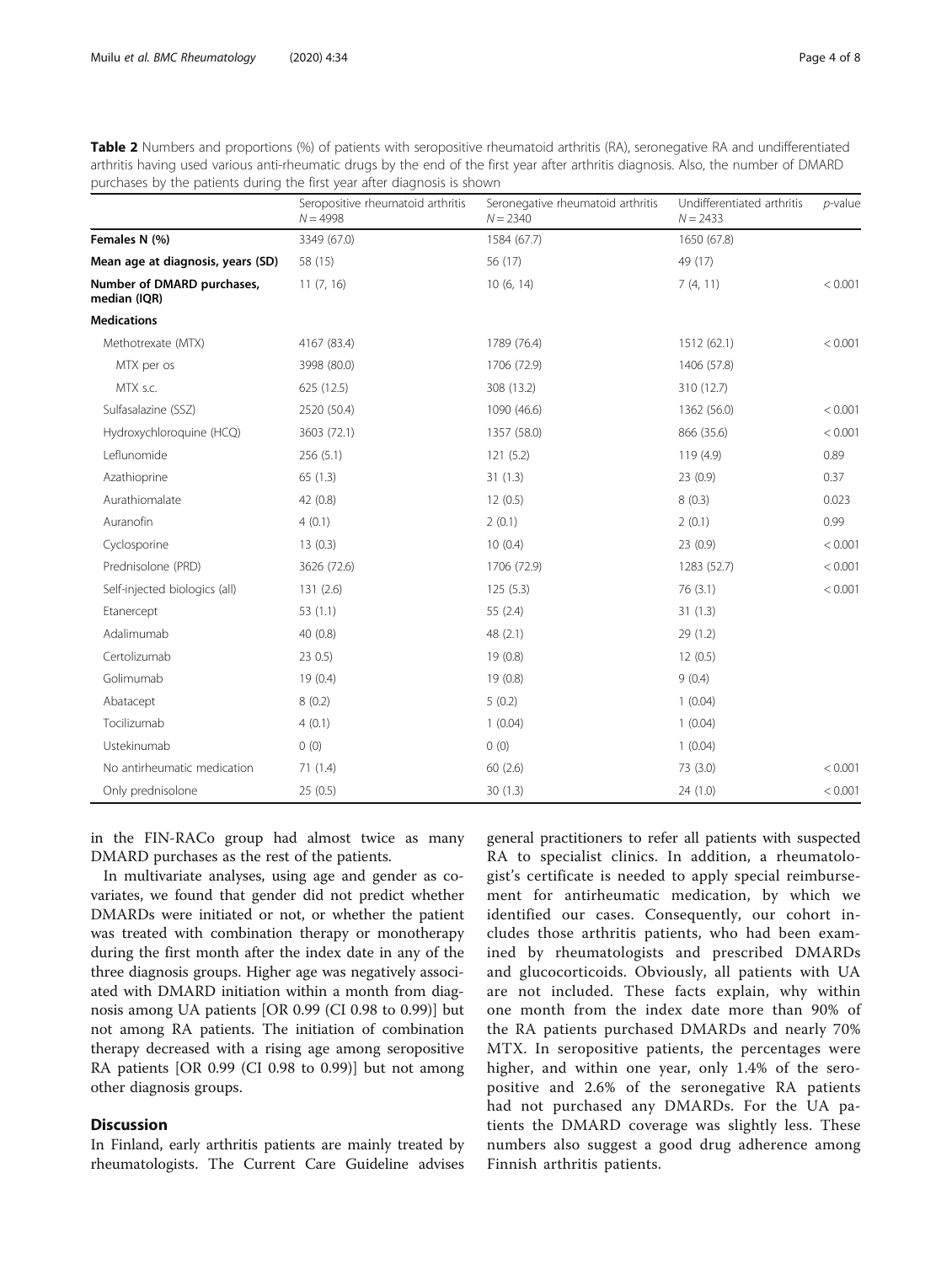**Table 2** Numbers and proportions (%) of patients with seropositive rheumatoid arthritis (RA), seronegative RA and undifferentiated arthritis having used various anti-rheumatic drugs by the end of the first year after arthritis diagnosis. Also, the number of DMARD purchases by the patients during the first year after diagnosis is shown

| | Seropositive rheumatoid arthritis $N = 4998$ | Seronegative rheumatoid arthritis $N = 2340$ | Undifferentiated arthritis $N = 2433$ | *p*-value |
|---|---|---|---|---|
| **Females N (%)** | 3349 (67.0) | 1584 (67.7) | 1650 (67.8) | |
| **Mean age at diagnosis, years (SD)** | 58 (15) | 56 (17) | 49 (17) | |
| **Number of DMARD purchases, median (IQR)** | 11 (7, 16) | 10 (6, 14) | 7 (4, 11) | < 0.001 |
| **Medications** | | | | |
| Methotrexate (MTX) | 4167 (83.4) | 1789 (76.4) | 1512 (62.1) | < 0.001 |
| MTX per os | 3998 (80.0) | 1706 (72.9) | 1406 (57.8) | |
| MTX s.c. | 625 (12.5) | 308 (13.2) | 310 (12.7) | |
| Sulfasalazine (SSZ) | 2520 (50.4) | 1090 (46.6) | 1362 (56.0) | < 0.001 |
| Hydroxychloroquine (HCQ) | 3603 (72.1) | 1357 (58.0) | 866 (35.6) | < 0.001 |
| Leflunomide | 256 (5.1) | 121 (5.2) | 119 (4.9) | 0.89 |
| Azathioprine | 65 (1.3) | 31 (1.3) | 23 (0.9) | 0.37 |
| Aurathiomalate | 42 (0.8) | 12 (0.5) | 8 (0.3) | 0.023 |
| Auranofin | 4 (0.1) | 2 (0.1) | 2 (0.1) | 0.99 |
| Cyclosporine | 13 (0.3) | 10 (0.4) | 23 (0.9) | < 0.001 |
| Prednisolone (PRD) | 3626 (72.6) | 1706 (72.9) | 1283 (52.7) | < 0.001 |
| Self-injected biologics (all) | 131 (2.6) | 125 (5.3) | 76 (3.1) | < 0.001 |
| Etanercept | 53 (1.1) | 55 (2.4) | 31 (1.3) | |
| Adalimumab | 40 (0.8) | 48 (2.1) | 29 (1.2) | |
| Certolizumab | 23 0.5) | 19 (0.8) | 12 (0.5) | |
| Golimumab | 19 (0.4) | 19 (0.8) | 9 (0.4) | |
| Abatacept | 8 (0.2) | 5 (0.2) | 1 (0.04) | |
| Tocilizumab | 4 (0.1) | 1 (0.04) | 1 (0.04) | |
| Ustekinumab | 0 (0) | 0 (0) | 1 (0.04) | |
| No antirheumatic medication | 71 (1.4) | 60 (2.6) | 73 (3.0) | < 0.001 |
| Only prednisolone | 25 (0.5) | 30 (1.3) | 24 (1.0) | < 0.001 |

in the FIN-RACo group had almost twice as many DMARD purchases as the rest of the patients.

In multivariate analyses, using age and gender as covariates, we found that gender did not predict whether DMARDs were initiated or not, or whether the patient was treated with combination therapy or monotherapy during the first month after the index date in any of the three diagnosis groups. Higher age was negatively associated with DMARD initiation within a month from diagnosis among UA patients [OR 0.99 (CI 0.98 to 0.99)] but not among RA patients. The initiation of combination therapy decreased with a rising age among seropositive RA patients [OR 0.99 (CI 0.98 to 0.99)] but not among other diagnosis groups.

## Discussion

In Finland, early arthritis patients are mainly treated by rheumatologists. The Current Care Guideline advises general practitioners to refer all patients with suspected RA to specialist clinics. In addition, a rheumatologist's certificate is needed to apply special reimbursement for antirheumatic medication, by which we identified our cases. Consequently, our cohort includes those arthritis patients, who had been examined by rheumatologists and prescribed DMARDs and glucocorticoids. Obviously, all patients with UA are not included. These facts explain, why within one month from the index date more than 90% of the RA patients purchased DMARDs and nearly 70% MTX. In seropositive patients, the percentages were higher, and within one year, only 1.4% of the seropositive and 2.6% of the seronegative RA patients had not purchased any DMARDs. For the UA patients the DMARD coverage was slightly less. These numbers also suggest a good drug adherence among Finnish arthritis patients.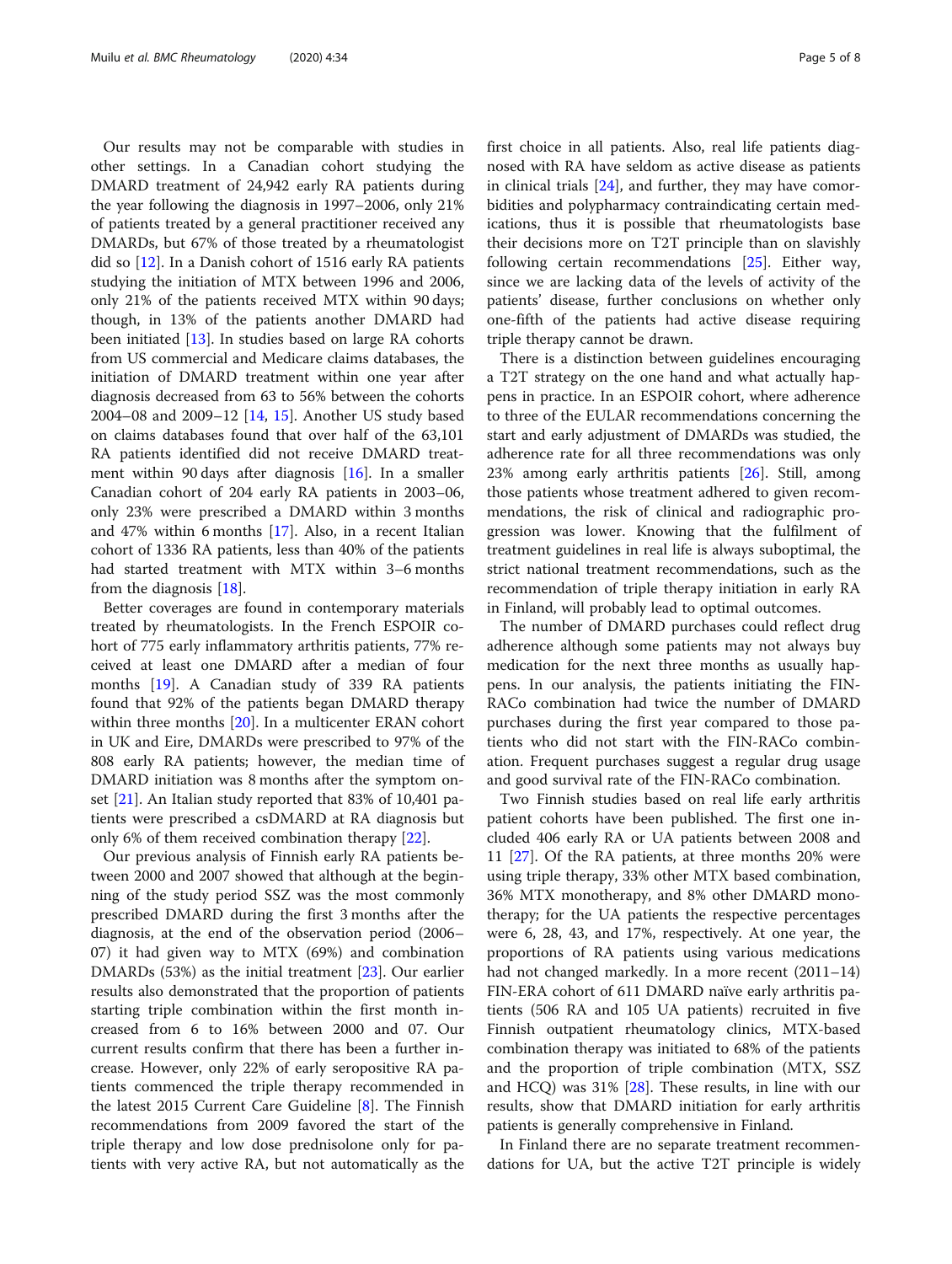Our results may not be comparable with studies in other settings. In a Canadian cohort studying the DMARD treatment of 24,942 early RA patients during the year following the diagnosis in 1997–2006, only 21% of patients treated by a general practitioner received any DMARDs, but 67% of those treated by a rheumatologist did so [12]. In a Danish cohort of 1516 early RA patients studying the initiation of MTX between 1996 and 2006, only 21% of the patients received MTX within 90 days; though, in 13% of the patients another DMARD had been initiated [13]. In studies based on large RA cohorts from US commercial and Medicare claims databases, the initiation of DMARD treatment within one year after diagnosis decreased from 63 to 56% between the cohorts 2004–08 and 2009–12 [14, 15]. Another US study based on claims databases found that over half of the 63,101 RA patients identified did not receive DMARD treatment within 90 days after diagnosis [16]. In a smaller Canadian cohort of 204 early RA patients in 2003–06, only 23% were prescribed a DMARD within 3 months and 47% within 6 months [17]. Also, in a recent Italian cohort of 1336 RA patients, less than 40% of the patients had started treatment with MTX within 3–6 months from the diagnosis [18].

Better coverages are found in contemporary materials treated by rheumatologists. In the French ESPOIR cohort of 775 early inflammatory arthritis patients, 77% received at least one DMARD after a median of four months [19]. A Canadian study of 339 RA patients found that 92% of the patients began DMARD therapy within three months [20]. In a multicenter ERAN cohort in UK and Eire, DMARDs were prescribed to 97% of the 808 early RA patients; however, the median time of DMARD initiation was 8 months after the symptom onset [21]. An Italian study reported that 83% of 10,401 patients were prescribed a csDMARD at RA diagnosis but only 6% of them received combination therapy [22].

Our previous analysis of Finnish early RA patients between 2000 and 2007 showed that although at the beginning of the study period SSZ was the most commonly prescribed DMARD during the first 3 months after the diagnosis, at the end of the observation period (2006–07) it had given way to MTX (69%) and combination DMARDs (53%) as the initial treatment [23]. Our earlier results also demonstrated that the proportion of patients starting triple combination within the first month increased from 6 to 16% between 2000 and 07. Our current results confirm that there has been a further increase. However, only 22% of early seropositive RA patients commenced the triple therapy recommended in the latest 2015 Current Care Guideline [8]. The Finnish recommendations from 2009 favored the start of the triple therapy and low dose prednisolone only for patients with very active RA, but not automatically as the first choice in all patients. Also, real life patients diagnosed with RA have seldom as active disease as patients in clinical trials [24], and further, they may have comorbidities and polypharmacy contraindicating certain medications, thus it is possible that rheumatologists base their decisions more on T2T principle than on slavishly following certain recommendations [25]. Either way, since we are lacking data of the levels of activity of the patients' disease, further conclusions on whether only one-fifth of the patients had active disease requiring triple therapy cannot be drawn.

There is a distinction between guidelines encouraging a T2T strategy on the one hand and what actually happens in practice. In an ESPOIR cohort, where adherence to three of the EULAR recommendations concerning the start and early adjustment of DMARDs was studied, the adherence rate for all three recommendations was only 23% among early arthritis patients [26]. Still, among those patients whose treatment adhered to given recommendations, the risk of clinical and radiographic progression was lower. Knowing that the fulfilment of treatment guidelines in real life is always suboptimal, the strict national treatment recommendations, such as the recommendation of triple therapy initiation in early RA in Finland, will probably lead to optimal outcomes.

The number of DMARD purchases could reflect drug adherence although some patients may not always buy medication for the next three months as usually happens. In our analysis, the patients initiating the FIN-RACo combination had twice the number of DMARD purchases during the first year compared to those patients who did not start with the FIN-RACo combination. Frequent purchases suggest a regular drug usage and good survival rate of the FIN-RACo combination.

Two Finnish studies based on real life early arthritis patient cohorts have been published. The first one included 406 early RA or UA patients between 2008 and 11 [27]. Of the RA patients, at three months 20% were using triple therapy, 33% other MTX based combination, 36% MTX monotherapy, and 8% other DMARD monotherapy; for the UA patients the respective percentages were 6, 28, 43, and 17%, respectively. At one year, the proportions of RA patients using various medications had not changed markedly. In a more recent (2011–14) FIN-ERA cohort of 611 DMARD naïve early arthritis patients (506 RA and 105 UA patients) recruited in five Finnish outpatient rheumatology clinics, MTX-based combination therapy was initiated to 68% of the patients and the proportion of triple combination (MTX, SSZ and HCQ) was 31% [28]. These results, in line with our results, show that DMARD initiation for early arthritis patients is generally comprehensive in Finland.

In Finland there are no separate treatment recommendations for UA, but the active T2T principle is widely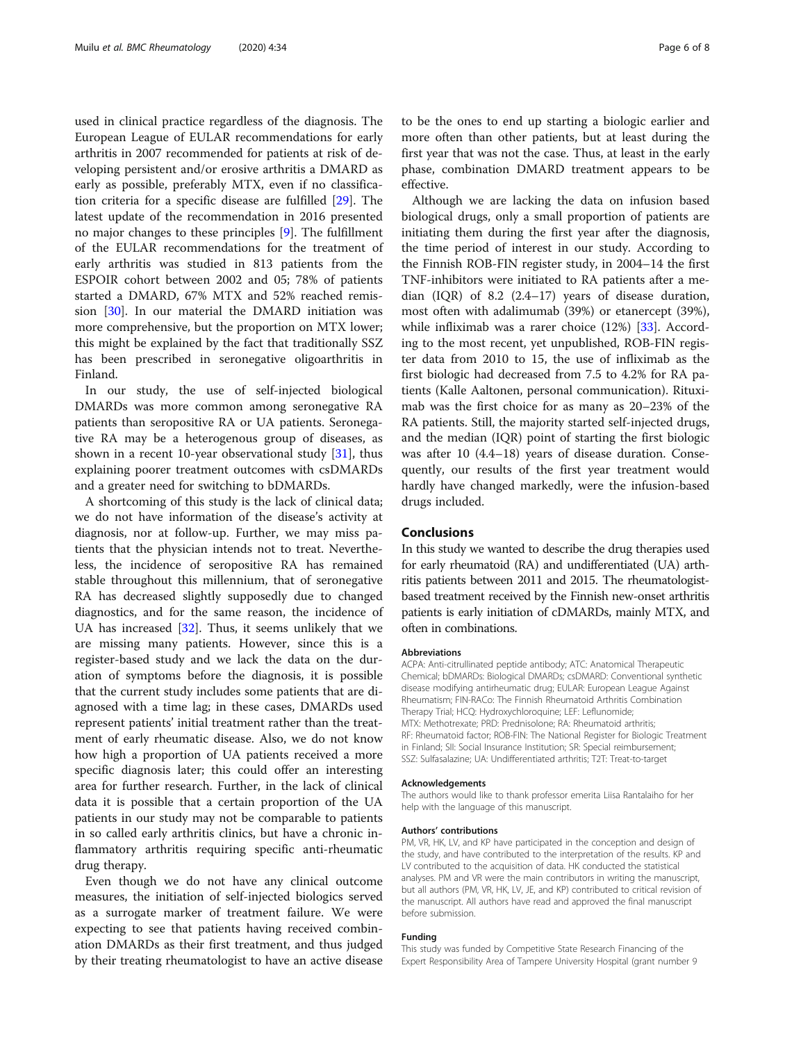used in clinical practice regardless of the diagnosis. The European League of EULAR recommendations for early arthritis in 2007 recommended for patients at risk of developing persistent and/or erosive arthritis a DMARD as early as possible, preferably MTX, even if no classification criteria for a specific disease are fulfilled [29]. The latest update of the recommendation in 2016 presented no major changes to these principles [9]. The fulfillment of the EULAR recommendations for the treatment of early arthritis was studied in 813 patients from the ESPOIR cohort between 2002 and 05; 78% of patients started a DMARD, 67% MTX and 52% reached remission [30]. In our material the DMARD initiation was more comprehensive, but the proportion on MTX lower; this might be explained by the fact that traditionally SSZ has been prescribed in seronegative oligoarthritis in Finland.

In our study, the use of self-injected biological DMARDs was more common among seronegative RA patients than seropositive RA or UA patients. Seronegative RA may be a heterogenous group of diseases, as shown in a recent 10-year observational study [31], thus explaining poorer treatment outcomes with csDMARDs and a greater need for switching to bDMARDs.

A shortcoming of this study is the lack of clinical data; we do not have information of the disease's activity at diagnosis, nor at follow-up. Further, we may miss patients that the physician intends not to treat. Nevertheless, the incidence of seropositive RA has remained stable throughout this millennium, that of seronegative RA has decreased slightly supposedly due to changed diagnostics, and for the same reason, the incidence of UA has increased [32]. Thus, it seems unlikely that we are missing many patients. However, since this is a register-based study and we lack the data on the duration of symptoms before the diagnosis, it is possible that the current study includes some patients that are diagnosed with a time lag; in these cases, DMARDs used represent patients' initial treatment rather than the treatment of early rheumatic disease. Also, we do not know how high a proportion of UA patients received a more specific diagnosis later; this could offer an interesting area for further research. Further, in the lack of clinical data it is possible that a certain proportion of the UA patients in our study may not be comparable to patients in so called early arthritis clinics, but have a chronic inflammatory arthritis requiring specific anti-rheumatic drug therapy.

Even though we do not have any clinical outcome measures, the initiation of self-injected biologics served as a surrogate marker of treatment failure. We were expecting to see that patients having received combination DMARDs as their first treatment, and thus judged by their treating rheumatologist to have an active disease to be the ones to end up starting a biologic earlier and more often than other patients, but at least during the first year that was not the case. Thus, at least in the early phase, combination DMARD treatment appears to be effective.

Although we are lacking the data on infusion based biological drugs, only a small proportion of patients are initiating them during the first year after the diagnosis, the time period of interest in our study. According to the Finnish ROB-FIN register study, in 2004–14 the first TNF-inhibitors were initiated to RA patients after a median (IQR) of 8.2 (2.4–17) years of disease duration, most often with adalimumab (39%) or etanercept (39%), while infliximab was a rarer choice (12%) [33]. According to the most recent, yet unpublished, ROB-FIN register data from 2010 to 15, the use of infliximab as the first biologic had decreased from 7.5 to 4.2% for RA patients (Kalle Aaltonen, personal communication). Rituximab was the first choice for as many as 20–23% of the RA patients. Still, the majority started self-injected drugs, and the median (IQR) point of starting the first biologic was after 10 (4.4–18) years of disease duration. Consequently, our results of the first year treatment would hardly have changed markedly, were the infusion-based drugs included.

## Conclusions

In this study we wanted to describe the drug therapies used for early rheumatoid (RA) and undifferentiated (UA) arthritis patients between 2011 and 2015. The rheumatologist-based treatment received by the Finnish new-onset arthritis patients is early initiation of cDMARDs, mainly MTX, and often in combinations.

#### Abbreviations

ACPA: Anti-citrullinated peptide antibody; ATC: Anatomical Therapeutic Chemical; bDMARDs: Biological DMARDs; csDMARD: Conventional synthetic disease modifying antirheumatic drug; EULAR: European League Against Rheumatism; FIN-RACo: The Finnish Rheumatoid Arthritis Combination Therapy Trial; HCQ: Hydroxychloroquine; LEF: Leflunomide; MTX: Methotrexate; PRD: Prednisolone; RA: Rheumatoid arthritis; RF: Rheumatoid factor; ROB-FIN: The National Register for Biologic Treatment in Finland; SII: Social Insurance Institution; SR: Special reimbursement; SSZ: Sulfasalazine; UA: Undifferentiated arthritis; T2T: Treat-to-target

#### Acknowledgements

The authors would like to thank professor emerita Liisa Rantalaiho for her help with the language of this manuscript.

#### Authors' contributions

PM, VR, HK, LV, and KP have participated in the conception and design of the study, and have contributed to the interpretation of the results. KP and LV contributed to the acquisition of data. HK conducted the statistical analyses. PM and VR were the main contributors in writing the manuscript, but all authors (PM, VR, HK, LV, JE, and KP) contributed to critical revision of the manuscript. All authors have read and approved the final manuscript before submission.

#### Funding

This study was funded by Competitive State Research Financing of the Expert Responsibility Area of Tampere University Hospital (grant number 9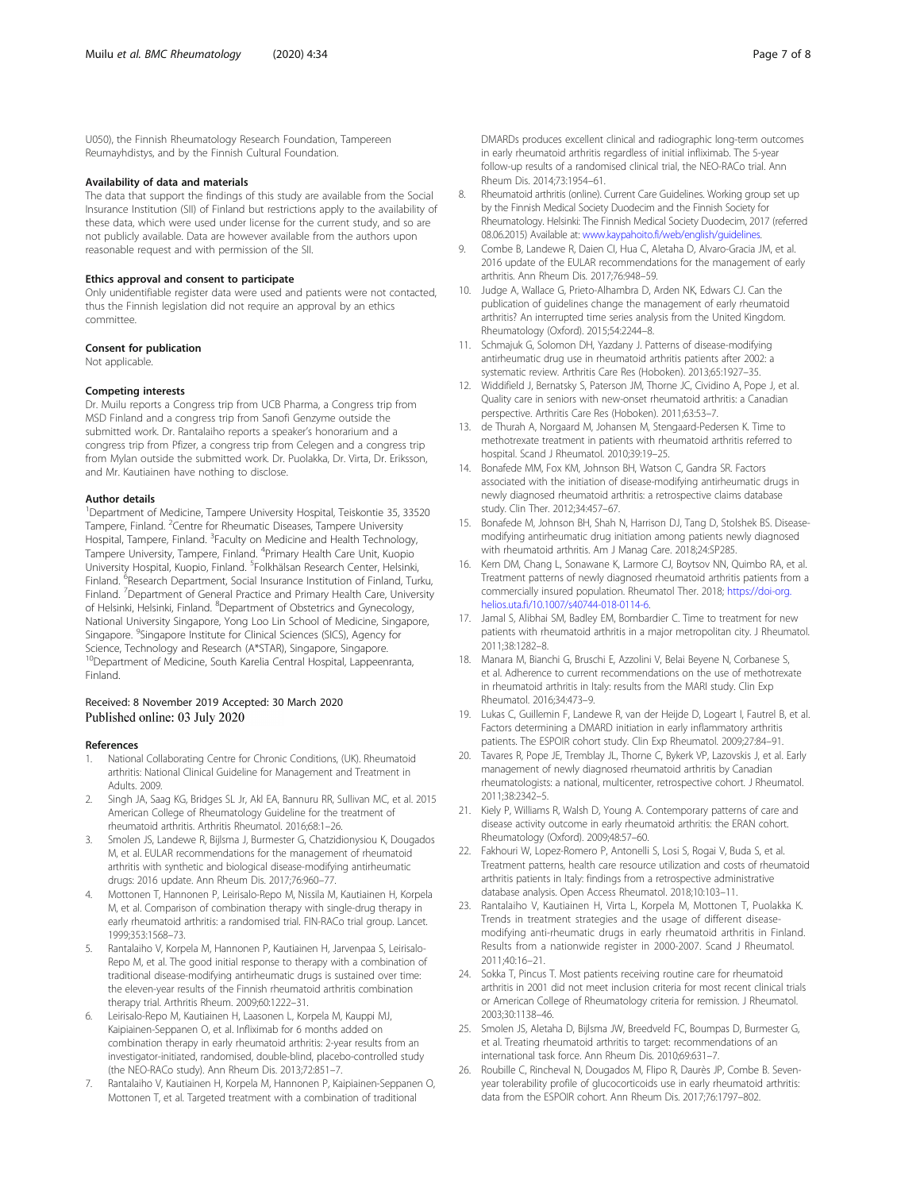U050), the Finnish Rheumatology Research Foundation, Tampereen Reumayhdistys, and by the Finnish Cultural Foundation.

### Availability of data and materials

The data that support the findings of this study are available from the Social Insurance Institution (SII) of Finland but restrictions apply to the availability of these data, which were used under license for the current study, and so are not publicly available. Data are however available from the authors upon reasonable request and with permission of the SII.

### Ethics approval and consent to participate

Only unidentifiable register data were used and patients were not contacted, thus the Finnish legislation did not require an approval by an ethics committee.

### Consent for publication

Not applicable.

### Competing interests

Dr. Muilu reports a Congress trip from UCB Pharma, a Congress trip from MSD Finland and a congress trip from Sanofi Genzyme outside the submitted work. Dr. Rantalaiho reports a speaker's honorarium and a congress trip from Pfizer, a congress trip from Celegen and a congress trip from Mylan outside the submitted work. Dr. Puolakka, Dr. Virta, Dr. Eriksson, and Mr. Kautiainen have nothing to disclose.

### Author details

[1]Department of Medicine, Tampere University Hospital, Teiskontie 35, 33520 Tampere, Finland. [2]Centre for Rheumatic Diseases, Tampere University Hospital, Tampere, Finland. [3]Faculty on Medicine and Health Technology, Tampere University, Tampere, Finland. [4]Primary Health Care Unit, Kuopio University Hospital, Kuopio, Finland. [5]Folkhälsan Research Center, Helsinki, Finland. [6]Research Department, Social Insurance Institution of Finland, Turku, Finland. [7]Department of General Practice and Primary Health Care, University of Helsinki, Helsinki, Finland. [8]Department of Obstetrics and Gynecology, National University Singapore, Yong Loo Lin School of Medicine, Singapore, Singapore. [9]Singapore Institute for Clinical Sciences (SICS), Agency for Science, Technology and Research (A*STAR), Singapore, Singapore. [10]Department of Medicine, South Karelia Central Hospital, Lappeenranta, Finland.

Received: 8 November 2019 Accepted: 30 March 2020
Published online: 03 July 2020

### References

1. National Collaborating Centre for Chronic Conditions, (UK). Rheumatoid arthritis: National Clinical Guideline for Management and Treatment in Adults. 2009.
2. Singh JA, Saag KG, Bridges SL Jr, Akl EA, Bannuru RR, Sullivan MC, et al. 2015 American College of Rheumatology Guideline for the treatment of rheumatoid arthritis. Arthritis Rheumatol. 2016;68:1–26.
3. Smolen JS, Landewe R, Bijlsma J, Burmester G, Chatzidionysiou K, Dougados M, et al. EULAR recommendations for the management of rheumatoid arthritis with synthetic and biological disease-modifying antirheumatic drugs: 2016 update. Ann Rheum Dis. 2017;76:960–77.
4. Mottonen T, Hannonen P, Leirisalo-Repo M, Nissila M, Kautiainen H, Korpela M, et al. Comparison of combination therapy with single-drug therapy in early rheumatoid arthritis: a randomised trial. FIN-RACo trial group. Lancet. 1999;353:1568–73.
5. Rantalaiho V, Korpela M, Hannonen P, Kautiainen H, Jarvenpaa S, Leirisalo-Repo M, et al. The good initial response to therapy with a combination of traditional disease-modifying antirheumatic drugs is sustained over time: the eleven-year results of the Finnish rheumatoid arthritis combination therapy trial. Arthritis Rheum. 2009;60:1222–31.
6. Leirisalo-Repo M, Kautiainen H, Laasonen L, Korpela M, Kauppi MJ, Kaipiainen-Seppanen O, et al. Infliximab for 6 months added on combination therapy in early rheumatoid arthritis: 2-year results from an investigator-initiated, randomised, double-blind, placebo-controlled study (the NEO-RACo study). Ann Rheum Dis. 2013;72:851–7.
7. Rantalaiho V, Kautiainen H, Korpela M, Hannonen P, Kaipiainen-Seppanen O, Mottonen T, et al. Targeted treatment with a combination of traditional DMARDs produces excellent clinical and radiographic long-term outcomes in early rheumatoid arthritis regardless of initial infliximab. The 5-year follow-up results of a randomised clinical trial, the NEO-RACo trial. Ann Rheum Dis. 2014;73:1954–61.
8. Rheumatoid arthritis (online). Current Care Guidelines. Working group set up by the Finnish Medical Society Duodecim and the Finnish Society for Rheumatology. Helsinki: The Finnish Medical Society Duodecim, 2017 (referred 08.06.2015) Available at: www.kaypahoito.fi/web/english/guidelines.
9. Combe B, Landewe R, Daien CI, Hua C, Aletaha D, Alvaro-Gracia JM, et al. 2016 update of the EULAR recommendations for the management of early arthritis. Ann Rheum Dis. 2017;76:948–59.
10. Judge A, Wallace G, Prieto-Alhambra D, Arden NK, Edwards CJ. Can the publication of guidelines change the management of early rheumatoid arthritis? An interrupted time series analysis from the United Kingdom. Rheumatology (Oxford). 2015;54:2244–8.
11. Schmajuk G, Solomon DH, Yazdany J. Patterns of disease-modifying antirheumatic drug use in rheumatoid arthritis patients after 2002: a systematic review. Arthritis Care Res (Hoboken). 2013;65:1927–35.
12. Widdifield J, Bernatsky S, Paterson JM, Thorne JC, Cividino A, Pope J, et al. Quality care in seniors with new-onset rheumatoid arthritis: a Canadian perspective. Arthritis Care Res (Hoboken). 2011;63:53–7.
13. de Thurah A, Norgaard M, Johansen M, Stengaard-Pedersen K. Time to methotrexate treatment in patients with rheumatoid arthritis referred to hospital. Scand J Rheumatol. 2010;39:19–25.
14. Bonafede MM, Fox KM, Johnson BH, Watson C, Gandra SR. Factors associated with the initiation of disease-modifying antirheumatic drugs in newly diagnosed rheumatoid arthritis: a retrospective claims database study. Clin Ther. 2012;34:457–67.
15. Bonafede M, Johnson BH, Shah N, Harrison DJ, Tang D, Stolshek BS. Disease-modifying antirheumatic drug initiation among patients newly diagnosed with rheumatoid arthritis. Am J Manag Care. 2018;24:SP285.
16. Kern DM, Chang L, Sonawane K, Larmore CJ, Boytsov NN, Quimbo RA, et al. Treatment patterns of newly diagnosed rheumatoid arthritis patients from a commercially insured population. Rheumatol Ther. 2018; https://doi-org.helios.uta.fi/10.1007/s40744-018-0114-6.
17. Jamal S, Alibhai SM, Badley EM, Bombardier C. Time to treatment for new patients with rheumatoid arthritis in a major metropolitan city. J Rheumatol. 2011;38:1282–8.
18. Manara M, Bianchi G, Bruschi E, Azzolini V, Belai Beyene N, Corbanese S, et al. Adherence to current recommendations on the use of methotrexate in rheumatoid arthritis in Italy: results from the MARI study. Clin Exp Rheumatol. 2016;34:473–9.
19. Lukas C, Guillemin F, Landewe R, van der Heijde D, Logeart I, Fautrel B, et al. Factors determining a DMARD initiation in early inflammatory arthritis patients. The ESPOIR cohort study. Clin Exp Rheumatol. 2009;27:84–91.
20. Tavares R, Pope JE, Tremblay JL, Thorne C, Bykerk VP, Lazovskis J, et al. Early management of newly diagnosed rheumatoid arthritis by Canadian rheumatologists: a national, multicenter, retrospective cohort. J Rheumatol. 2011;38:2342–5.
21. Kiely P, Williams R, Walsh D, Young A. Contemporary patterns of care and disease activity outcome in early rheumatoid arthritis: the ERAN cohort. Rheumatology (Oxford). 2009;48:57–60.
22. Fakhouri W, Lopez-Romero P, Antonelli S, Losi S, Rogai V, Buda S, et al. Treatment patterns, health care resource utilization and costs of rheumatoid arthritis patients in Italy: findings from a retrospective administrative database analysis. Open Access Rheumatol. 2018;10:103–11.
23. Rantalaiho V, Kautiainen H, Virta L, Korpela M, Mottonen T, Puolakka K. Trends in treatment strategies and the usage of different disease-modifying anti-rheumatic drugs in early rheumatoid arthritis in Finland. Results from a nationwide register in 2000-2007. Scand J Rheumatol. 2011;40:16–21.
24. Sokka T, Pincus T. Most patients receiving routine care for rheumatoid arthritis in 2001 did not meet inclusion criteria for most recent clinical trials or American College of Rheumatology criteria for remission. J Rheumatol. 2003;30:1138–46.
25. Smolen JS, Aletaha D, Bijlsma JW, Breedveld FC, Boumpas D, Burmester G, et al. Treating rheumatoid arthritis to target: recommendations of an international task force. Ann Rheum Dis. 2010;69:631–7.
26. Roubille C, Rincheval N, Dougados M, Flipo R, Daurès JP, Combe B. Seven-year tolerability profile of glucocorticoids use in early rheumatoid arthritis: data from the ESPOIR cohort. Ann Rheum Dis. 2017;76:1797–802.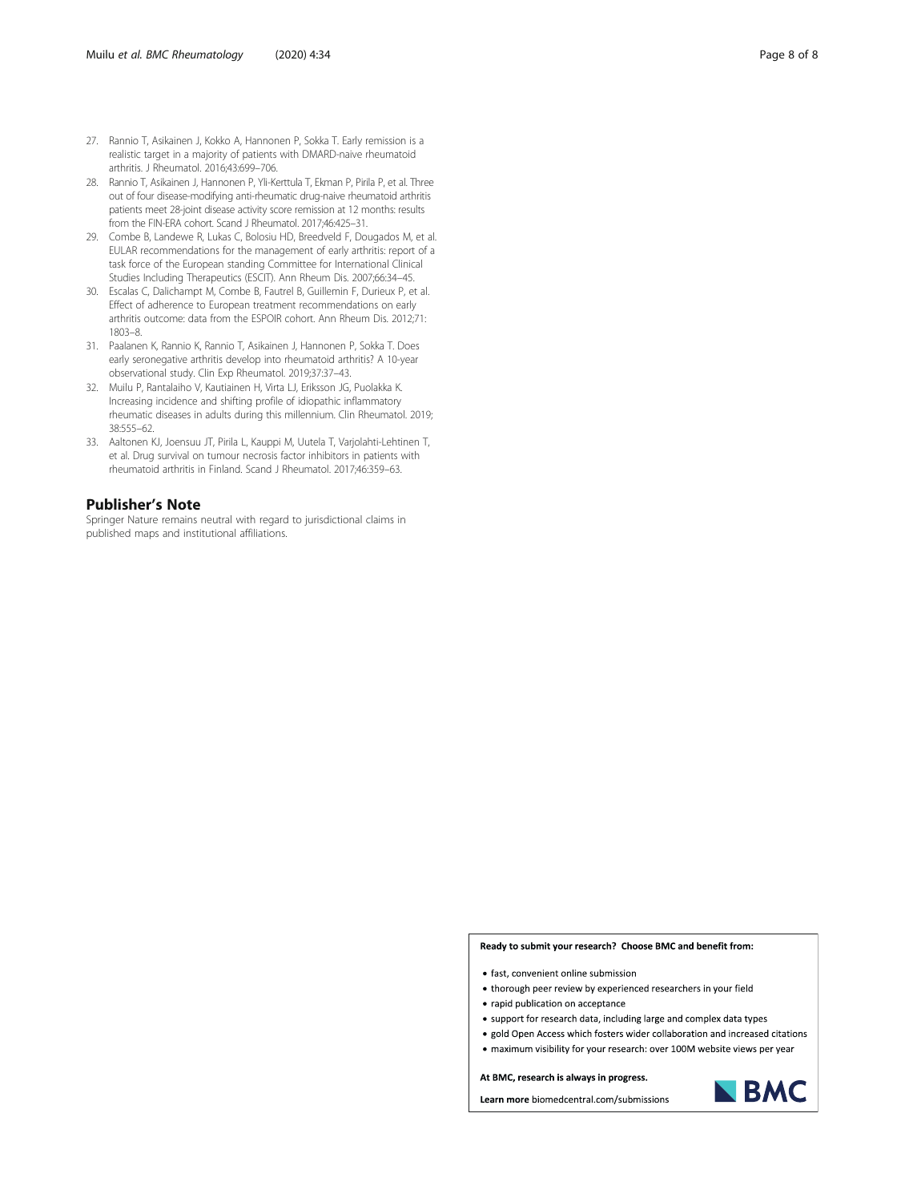27. Rannio T, Asikainen J, Kokko A, Hannonen P, Sokka T. Early remission is a realistic target in a majority of patients with DMARD-naive rheumatoid arthritis. J Rheumatol. 2016;43:699–706.
28. Rannio T, Asikainen J, Hannonen P, Yli-Kerttula T, Ekman P, Pirila P, et al. Three out of four disease-modifying anti-rheumatic drug-naive rheumatoid arthritis patients meet 28-joint disease activity score remission at 12 months: results from the FIN-ERA cohort. Scand J Rheumatol. 2017;46:425–31.
29. Combe B, Landewe R, Lukas C, Bolosiu HD, Breedveld F, Dougados M, et al. EULAR recommendations for the management of early arthritis: report of a task force of the European standing Committee for International Clinical Studies Including Therapeutics (ESCIT). Ann Rheum Dis. 2007;66:34–45.
30. Escalas C, Dalichampt M, Combe B, Fautrel B, Guillemin F, Durieux P, et al. Effect of adherence to European treatment recommendations on early arthritis outcome: data from the ESPOIR cohort. Ann Rheum Dis. 2012;71:1803–8.
31. Paalanen K, Rannio K, Rannio T, Asikainen J, Hannonen P, Sokka T. Does early seronegative arthritis develop into rheumatoid arthritis? A 10-year observational study. Clin Exp Rheumatol. 2019;37:37–43.
32. Muilu P, Rantalaiho V, Kautiainen H, Virta LJ, Eriksson JG, Puolakka K. Increasing incidence and shifting profile of idiopathic inflammatory rheumatic diseases in adults during this millennium. Clin Rheumatol. 2019;38:555–62.
33. Aaltonen KJ, Joensuu JT, Pirila L, Kauppi M, Uutela T, Varjolahti-Lehtinen T, et al. Drug survival on tumour necrosis factor inhibitors in patients with rheumatoid arthritis in Finland. Scand J Rheumatol. 2017;46:359–63.

## Publisher's Note

Springer Nature remains neutral with regard to jurisdictional claims in published maps and institutional affiliations.

**Ready to submit your research? Choose BMC and benefit from:**

- fast, convenient online submission
- thorough peer review by experienced researchers in your field
- rapid publication on acceptance
- support for research data, including large and complex data types
- gold Open Access which fosters wider collaboration and increased citations
- maximum visibility for your research: over 100M website views per year

**At BMC, research is always in progress.**

**Learn more** biomedcentral.com/submissions